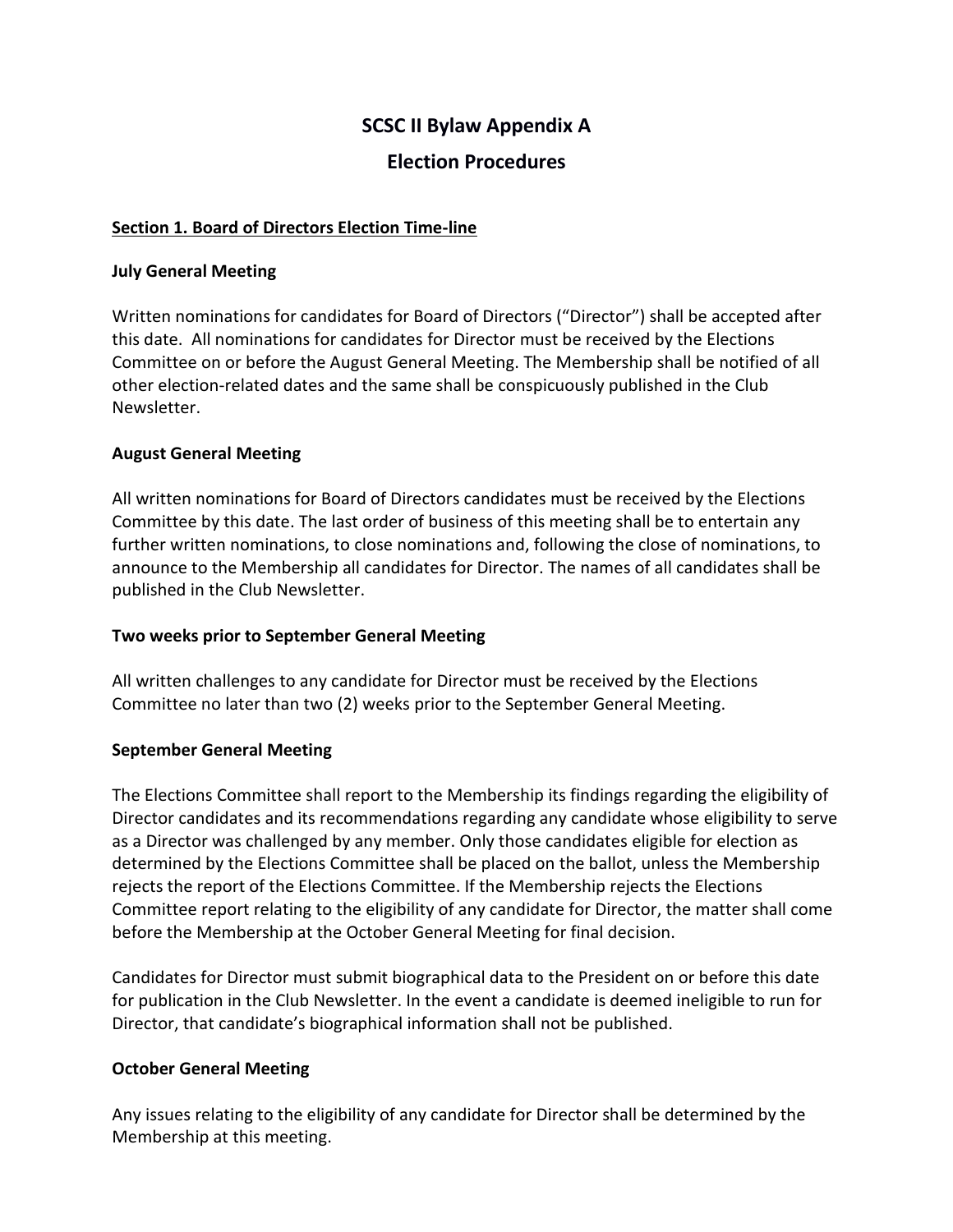# SCSC II Bylaw Appendix A

# Election Procedures

## Section 1. Board of Directors Election Time-line

### July General Meeting

Written nominations for candidates for Board of Directors ("Director") shall be accepted after this date. All nominations for candidates for Director must be received by the Elections Committee on or before the August General Meeting. The Membership shall be notified of all other election-related dates and the same shall be conspicuously published in the Club Newsletter.

### August General Meeting

All written nominations for Board of Directors candidates must be received by the Elections Committee by this date. The last order of business of this meeting shall be to entertain any further written nominations, to close nominations and, following the close of nominations, to announce to the Membership all candidates for Director. The names of all candidates shall be published in the Club Newsletter.

### Two weeks prior to September General Meeting

All written challenges to any candidate for Director must be received by the Elections Committee no later than two (2) weeks prior to the September General Meeting.

### September General Meeting

The Elections Committee shall report to the Membership its findings regarding the eligibility of Director candidates and its recommendations regarding any candidate whose eligibility to serve as a Director was challenged by any member. Only those candidates eligible for election as determined by the Elections Committee shall be placed on the ballot, unless the Membership rejects the report of the Elections Committee. If the Membership rejects the Elections Committee report relating to the eligibility of any candidate for Director, the matter shall come before the Membership at the October General Meeting for final decision.

Candidates for Director must submit biographical data to the President on or before this date for publication in the Club Newsletter. In the event a candidate is deemed ineligible to run for Director, that candidate's biographical information shall not be published.

### October General Meeting

Any issues relating to the eligibility of any candidate for Director shall be determined by the Membership at this meeting.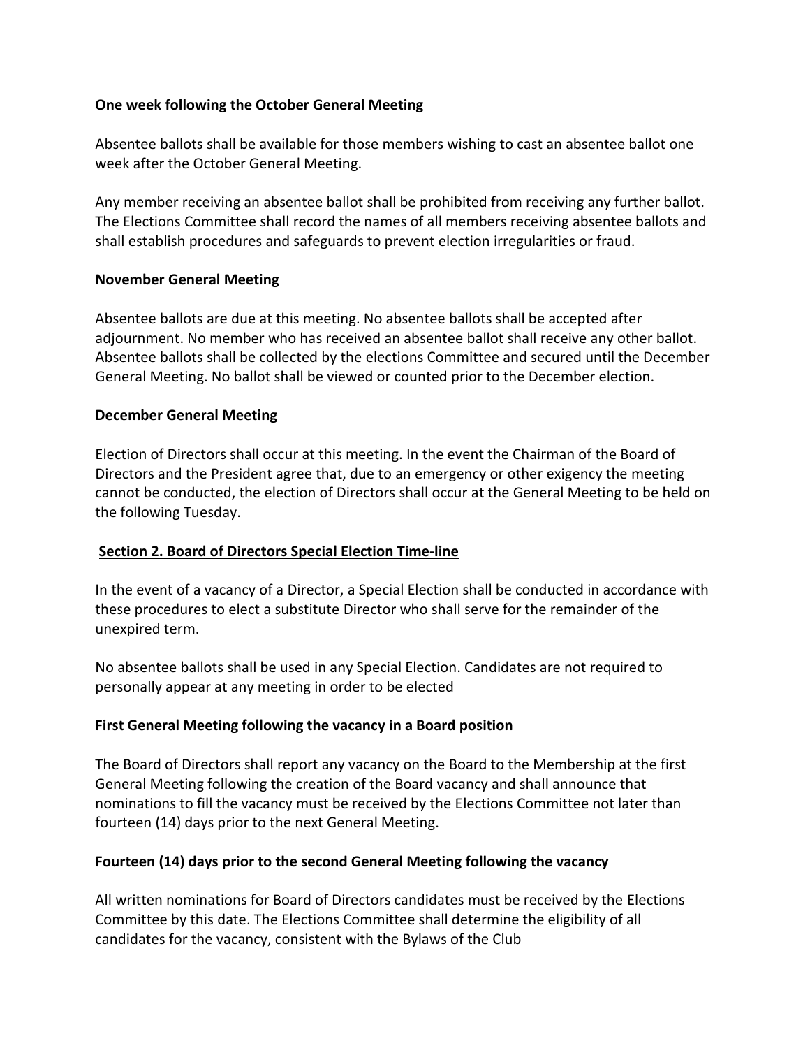**One week following the October General Meeting**

Absentee ballots shall be available for those members wishing to cast an absentee ballot one week after the October General Meeting.

Any member receiving an absentee ballot shall be prohibited from receiving any further ballot. The Elections Committee shall record the names of all members receiving absentee ballots and shall establish procedures and safeguards to prevent election irregularities or fraud.

**November General Meeting**

Absentee ballots are due at this meeting. No absentee ballots shall be accepted after adjournment. No member who has received an absentee ballot shall receive any other ballot. Absentee ballots shall be collected by the elections Committee and secured until the December General Meeting. No ballot shall be viewed or counted prior to the December election.

**December General Meeting**

Election of Directors shall occur at this meeting. In the event the Chairman of the Board of Directors and the President agree that, due to an emergency or other exigency the meeting cannot be conducted, the election of Directors shall occur at the General Meeting to be held on the following Tuesday.

## Section 2. Board of Directors Special Election Time-line

In the event of a vacancy of a Director, a Special Election shall be conducted in accordance with these procedures to elect a substitute Director who shall serve for the remainder of the unexpired term.

No absentee ballots shall be used in any Special Election. Candidates are not required to personally appear at any meeting in order to be elected

**First General Meeting following the vacancy in a Board position**

The Board of Directors shall report any vacancy on the Board to the Membership at the first General Meeting following the creation of the Board vacancy and shall announce that nominations to fill the vacancy must be received by the Elections Committee not later than fourteen (14) days prior to the next General Meeting.

**Fourteen (14) days prior to the second General Meeting following the vacancy**

All written nominations for Board of Directors candidates must be received by the Elections Committee by this date. The Elections Committee shall determine the eligibility of all candidates for the vacancy, consistent with the Bylaws of the Club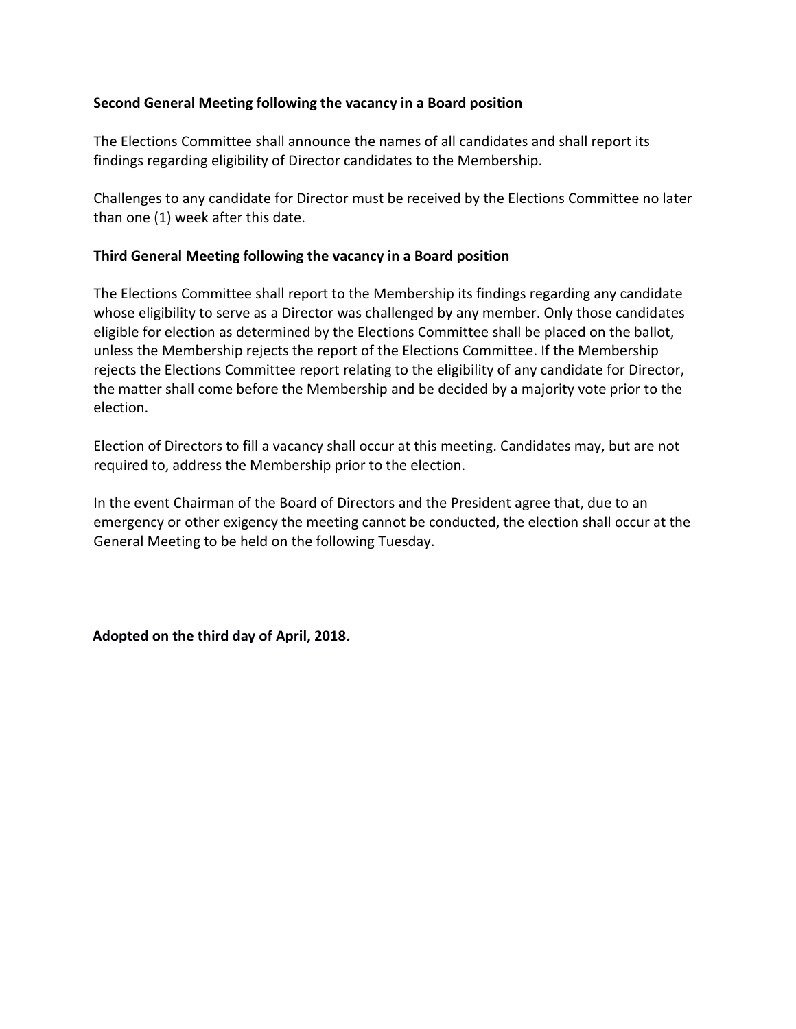**Second General Meeting following the vacancy in a Board position**

The Elections Committee shall announce the names of all candidates and shall report its findings regarding eligibility of Director candidates to the Membership.

Challenges to any candidate for Director must be received by the Elections Committee no later than one (1) week after this date.

**Third General Meeting following the vacancy in a Board position**

The Elections Committee shall report to the Membership its findings regarding any candidate whose eligibility to serve as a Director was challenged by any member. Only those candidates eligible for election as determined by the Elections Committee shall be placed on the ballot, unless the Membership rejects the report of the Elections Committee. If the Membership rejects the Elections Committee report relating to the eligibility of any candidate for Director, the matter shall come before the Membership and be decided by a majority vote prior to the election.

Election of Directors to fill a vacancy shall occur at this meeting. Candidates may, but are not required to, address the Membership prior to the election.

In the event Chairman of the Board of Directors and the President agree that, due to an emergency or other exigency the meeting cannot be conducted, the election shall occur at the General Meeting to be held on the following Tuesday.

**Adopted on the third day of April, 2018.**